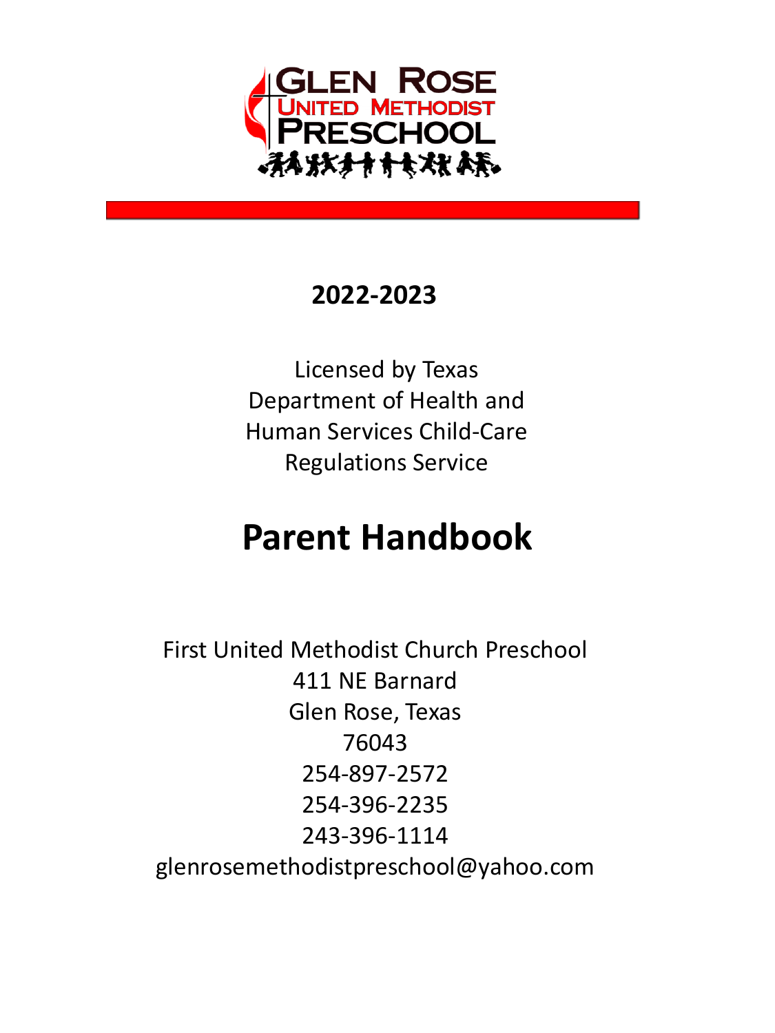# Glen Rose United Methodist Preschool

**2022-2023**

Licensed by Texas Department of Health and Human Services Child-Care Regulations Service

# Parent Handbook

First United Methodist Church Preschool
411 NE Barnard
Glen Rose, Texas
76043
254-897-2572
254-396-2235
243-396-1114
glenrosemethodistpreschool@yahoo.com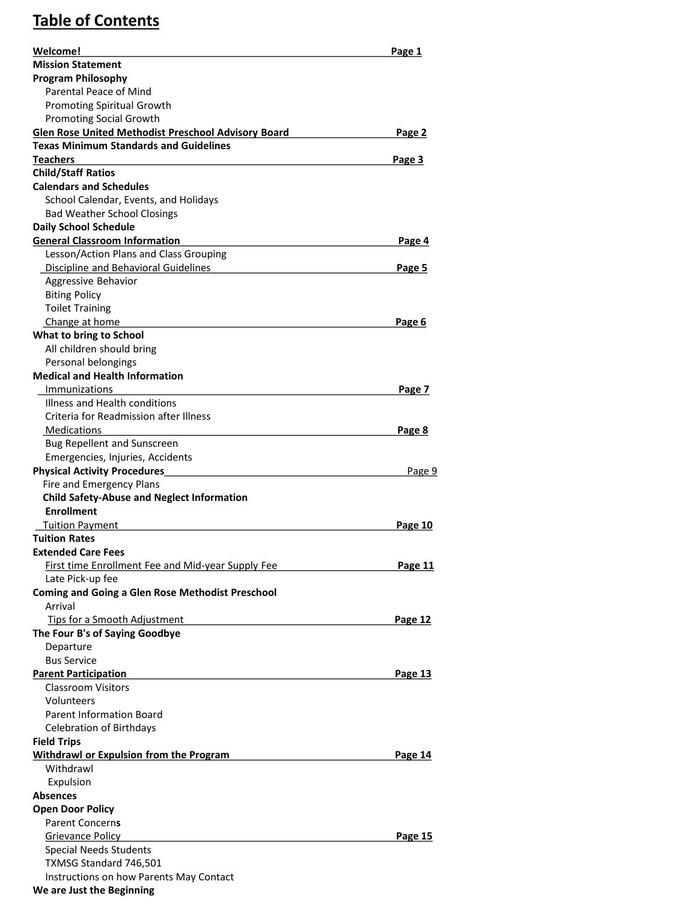# Table of Contents

| | |
|---|---|
| **Welcome!** | **Page 1** |
| **Mission Statement** | |
| **Program Philosophy** | |
| Parental Peace of Mind | |
| Promoting Spiritual Growth | |
| Promoting Social Growth | |
| **Glen Rose United Methodist Preschool Advisory Board** | **Page 2** |
| **Texas Minimum Standards and Guidelines** | |
| **Teachers** | **Page 3** |
| **Child/Staff Ratios** | |
| **Calendars and Schedules** | |
| School Calendar, Events, and Holidays | |
| Bad Weather School Closings | |
| **Daily School Schedule** | |
| **General Classroom Information** | **Page 4** |
| Lesson/Action Plans and Class Grouping | |
| Discipline and Behavioral Guidelines | **Page 5** |
| Aggressive Behavior | |
| Biting Policy | |
| Toilet Training | |
| Change at home | **Page 6** |
| **What to bring to School** | |
| All children should bring | |
| Personal belongings | |
| **Medical and Health Information** | |
| Immunizations | **Page 7** |
| Illness and Health conditions | |
| Criteria for Readmission after Illness | |
| Medications | **Page 8** |
| Bug Repellent and Sunscreen | |
| Emergencies, Injuries, Accidents | |
| **Physical Activity Procedures** | Page 9 |
| Fire and Emergency Plans | |
| **Child Safety-Abuse and Neglect Information** | |
| **Enrollment** | |
| Tuition Payment | **Page 10** |
| **Tuition Rates** | |
| **Extended Care Fees** | |
| First time Enrollment Fee and Mid-year Supply Fee | **Page 11** |
| Late Pick-up fee | |
| **Coming and Going a Glen Rose Methodist Preschool** | |
| Arrival | |
| Tips for a Smooth Adjustment | **Page 12** |
| **The Four B's of Saying Goodbye** | |
| Departure | |
| Bus Service | |
| **Parent Participation** | **Page 13** |
| Classroom Visitors | |
| Volunteers | |
| Parent Information Board | |
| Celebration of Birthdays | |
| **Field Trips** | |
| **Withdrawl or Expulsion from the Program** | **Page 14** |
| Withdrawl | |
| Expulsion | |
| **Absences** | |
| **Open Door Policy** | |
| Parent Concerns | |
| Grievance Policy | **Page 15** |
| Special Needs Students | |
| TXMSG Standard 746,501 | |
| Instructions on how Parents May Contact | |
| **We are Just the Beginning** | |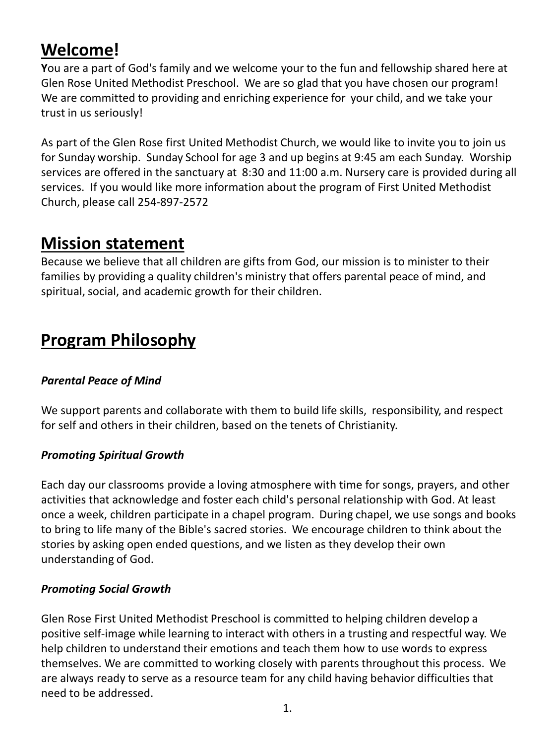## **Welcome!**

**Y**ou are a part of God's family and we welcome your to the fun and fellowship shared here at Glen Rose United Methodist Preschool. We are so glad that you have chosen our program! We are committed to providing and enriching experience for your child, and we take your trust in us seriously!

As part of the Glen Rose first United Methodist Church, we would like to invite you to join us for Sunday worship. Sunday School for age 3 and up begins at 9:45 am each Sunday. Worship services are offered in the sanctuary at 8:30 and 11:00 a.m. Nursery care is provided during all services. If you would like more information about the program of First United Methodist Church, please call 254-897-2572

## **Mission statement**

Because we believe that all children are gifts from God, our mission is to minister to their families by providing a quality children's ministry that offers parental peace of mind, and spiritual, social, and academic growth for their children.

## **Program Philosophy**

***Parental Peace of Mind***

We support parents and collaborate with them to build life skills, responsibility, and respect for self and others in their children, based on the tenets of Christianity.

***Promoting Spiritual Growth***

Each day our classrooms provide a loving atmosphere with time for songs, prayers, and other activities that acknowledge and foster each child's personal relationship with God. At least once a week, children participate in a chapel program. During chapel, we use songs and books to bring to life many of the Bible's sacred stories. We encourage children to think about the stories by asking open ended questions, and we listen as they develop their own understanding of God.

***Promoting Social Growth***

Glen Rose First United Methodist Preschool is committed to helping children develop a positive self-image while learning to interact with others in a trusting and respectful way. We help children to understand their emotions and teach them how to use words to express themselves. We are committed to working closely with parents throughout this process. We are always ready to serve as a resource team for any child having behavior difficulties that need to be addressed.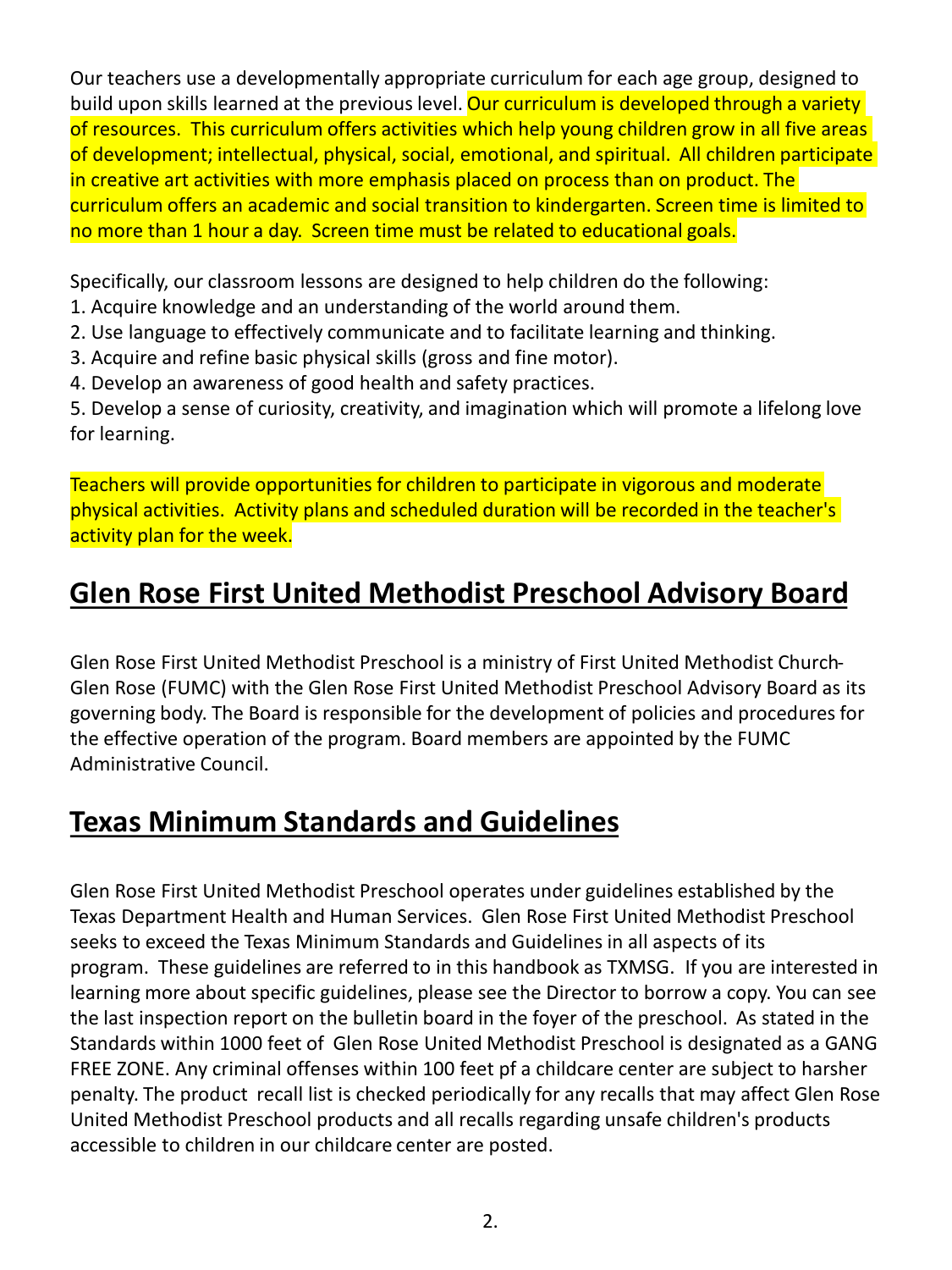Our teachers use a developmentally appropriate curriculum for each age group, designed to build upon skills learned at the previous level. Our curriculum is developed through a variety of resources. This curriculum offers activities which help young children grow in all five areas of development; intellectual, physical, social, emotional, and spiritual. All children participate in creative art activities with more emphasis placed on process than on product. The curriculum offers an academic and social transition to kindergarten. Screen time is limited to no more than 1 hour a day. Screen time must be related to educational goals.

Specifically, our classroom lessons are designed to help children do the following:
1. Acquire knowledge and an understanding of the world around them.
2. Use language to effectively communicate and to facilitate learning and thinking.
3. Acquire and refine basic physical skills (gross and fine motor).
4. Develop an awareness of good health and safety practices.
5. Develop a sense of curiosity, creativity, and imagination which will promote a lifelong love for learning.

Teachers will provide opportunities for children to participate in vigorous and moderate physical activities. Activity plans and scheduled duration will be recorded in the teacher's activity plan for the week.

## Glen Rose First United Methodist Preschool Advisory Board

Glen Rose First United Methodist Preschool is a ministry of First United Methodist Church-Glen Rose (FUMC) with the Glen Rose First United Methodist Preschool Advisory Board as its governing body. The Board is responsible for the development of policies and procedures for the effective operation of the program. Board members are appointed by the FUMC Administrative Council.

## Texas Minimum Standards and Guidelines

Glen Rose First United Methodist Preschool operates under guidelines established by the Texas Department Health and Human Services. Glen Rose First United Methodist Preschool seeks to exceed the Texas Minimum Standards and Guidelines in all aspects of its program. These guidelines are referred to in this handbook as TXMSG. If you are interested in learning more about specific guidelines, please see the Director to borrow a copy. You can see the last inspection report on the bulletin board in the foyer of the preschool. As stated in the Standards within 1000 feet of Glen Rose United Methodist Preschool is designated as a GANG FREE ZONE. Any criminal offenses within 100 feet pf a childcare center are subject to harsher penalty. The product recall list is checked periodically for any recalls that may affect Glen Rose United Methodist Preschool products and all recalls regarding unsafe children's products accessible to children in our childcare center are posted.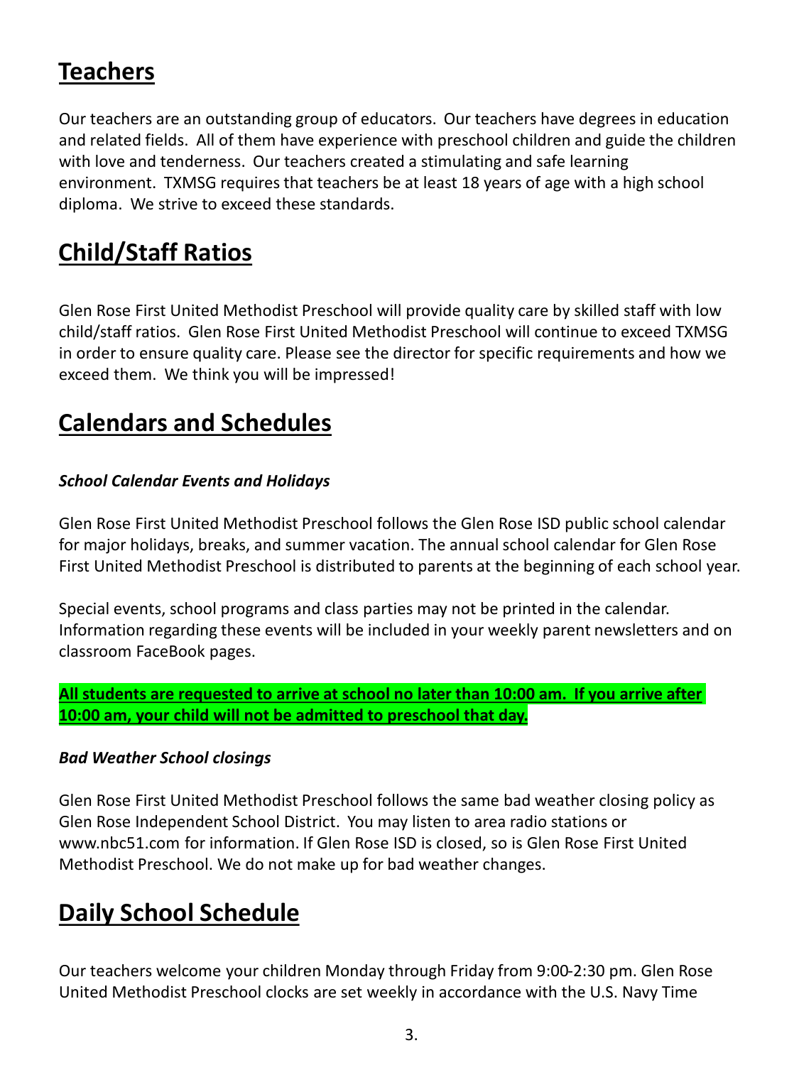## Teachers

Our teachers are an outstanding group of educators. Our teachers have degrees in education and related fields. All of them have experience with preschool children and guide the children with love and tenderness. Our teachers created a stimulating and safe learning environment. TXMSG requires that teachers be at least 18 years of age with a high school diploma. We strive to exceed these standards.

## Child/Staff Ratios

Glen Rose First United Methodist Preschool will provide quality care by skilled staff with low child/staff ratios. Glen Rose First United Methodist Preschool will continue to exceed TXMSG in order to ensure quality care. Please see the director for specific requirements and how we exceed them. We think you will be impressed!

## Calendars and Schedules

***School Calendar Events and Holidays***

Glen Rose First United Methodist Preschool follows the Glen Rose ISD public school calendar for major holidays, breaks, and summer vacation. The annual school calendar for Glen Rose First United Methodist Preschool is distributed to parents at the beginning of each school year.

Special events, school programs and class parties may not be printed in the calendar. Information regarding these events will be included in your weekly parent newsletters and on classroom FaceBook pages.

**All students are requested to arrive at school no later than 10:00 am. If you arrive after 10:00 am, your child will not be admitted to preschool that day.**

***Bad Weather School closings***

Glen Rose First United Methodist Preschool follows the same bad weather closing policy as Glen Rose Independent School District. You may listen to area radio stations or www.nbc51.com for information. If Glen Rose ISD is closed, so is Glen Rose First United Methodist Preschool. We do not make up for bad weather changes.

## Daily School Schedule

Our teachers welcome your children Monday through Friday from 9:00-2:30 pm. Glen Rose United Methodist Preschool clocks are set weekly in accordance with the U.S. Navy Time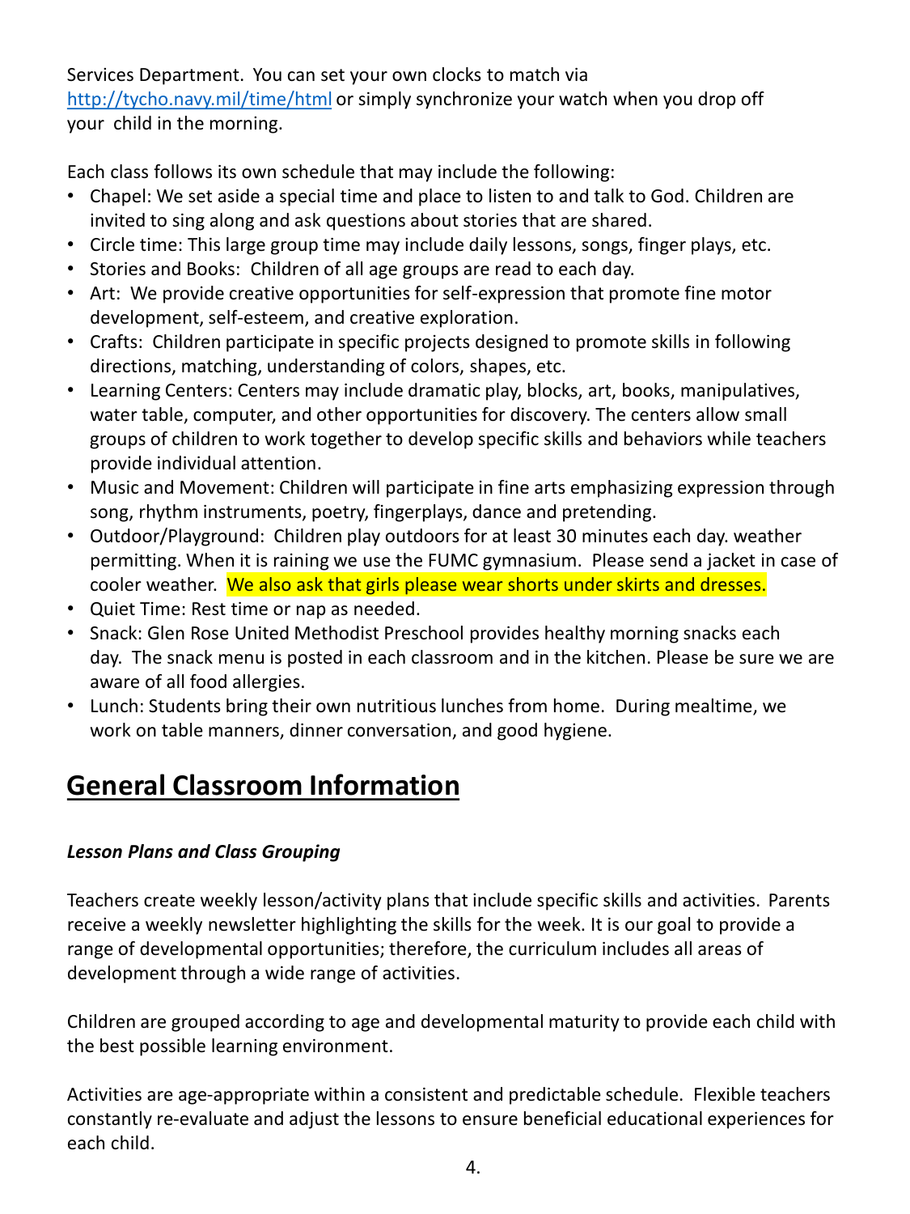Services Department. You can set your own clocks to match via [http://tycho.navy.mil/time/html](http://tycho.navy.mil/time/html) or simply synchronize your watch when you drop off your child in the morning.

Each class follows its own schedule that may include the following:

- Chapel: We set aside a special time and place to listen to and talk to God. Children are invited to sing along and ask questions about stories that are shared.
- Circle time: This large group time may include daily lessons, songs, finger plays, etc.
- Stories and Books: Children of all age groups are read to each day.
- Art: We provide creative opportunities for self-expression that promote fine motor development, self-esteem, and creative exploration.
- Crafts: Children participate in specific projects designed to promote skills in following directions, matching, understanding of colors, shapes, etc.
- Learning Centers: Centers may include dramatic play, blocks, art, books, manipulatives, water table, computer, and other opportunities for discovery. The centers allow small groups of children to work together to develop specific skills and behaviors while teachers provide individual attention.
- Music and Movement: Children will participate in fine arts emphasizing expression through song, rhythm instruments, poetry, fingerplays, dance and pretending.
- Outdoor/Playground: Children play outdoors for at least 30 minutes each day. weather permitting. When it is raining we use the FUMC gymnasium. Please send a jacket in case of cooler weather. We also ask that girls please wear shorts under skirts and dresses.
- Quiet Time: Rest time or nap as needed.
- Snack: Glen Rose United Methodist Preschool provides healthy morning snacks each day. The snack menu is posted in each classroom and in the kitchen. Please be sure we are aware of all food allergies.
- Lunch: Students bring their own nutritious lunches from home. During mealtime, we work on table manners, dinner conversation, and good hygiene.

# General Classroom Information

***Lesson Plans and Class Grouping***

Teachers create weekly lesson/activity plans that include specific skills and activities. Parents receive a weekly newsletter highlighting the skills for the week. It is our goal to provide a range of developmental opportunities; therefore, the curriculum includes all areas of development through a wide range of activities.

Children are grouped according to age and developmental maturity to provide each child with the best possible learning environment.

Activities are age-appropriate within a consistent and predictable schedule. Flexible teachers constantly re-evaluate and adjust the lessons to ensure beneficial educational experiences for each child.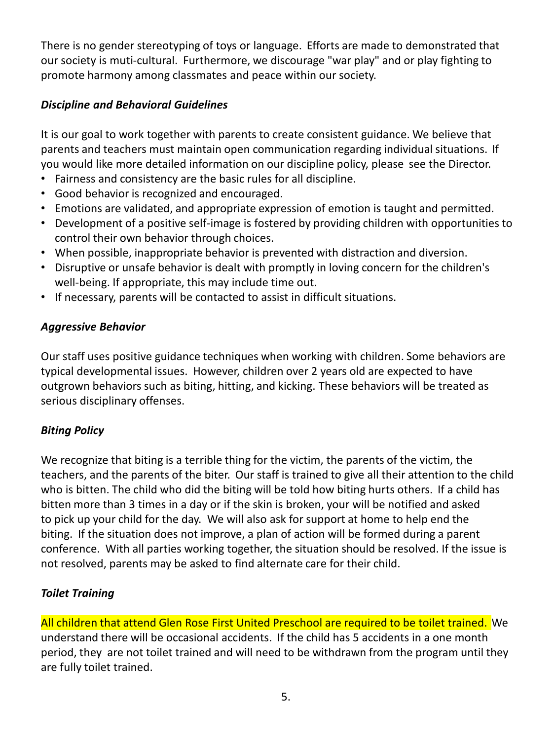There is no gender stereotyping of toys or language. Efforts are made to demonstrated that our society is muti-cultural. Furthermore, we discourage "war play" and or play fighting to promote harmony among classmates and peace within our society.

***Discipline and Behavioral Guidelines***

It is our goal to work together with parents to create consistent guidance. We believe that parents and teachers must maintain open communication regarding individual situations. If you would like more detailed information on our discipline policy, please see the Director.

- Fairness and consistency are the basic rules for all discipline.
- Good behavior is recognized and encouraged.
- Emotions are validated, and appropriate expression of emotion is taught and permitted.
- Development of a positive self-image is fostered by providing children with opportunities to control their own behavior through choices.
- When possible, inappropriate behavior is prevented with distraction and diversion.
- Disruptive or unsafe behavior is dealt with promptly in loving concern for the children's well-being. If appropriate, this may include time out.
- If necessary, parents will be contacted to assist in difficult situations.

***Aggressive Behavior***

Our staff uses positive guidance techniques when working with children. Some behaviors are typical developmental issues. However, children over 2 years old are expected to have outgrown behaviors such as biting, hitting, and kicking. These behaviors will be treated as serious disciplinary offenses.

***Biting Policy***

We recognize that biting is a terrible thing for the victim, the parents of the victim, the teachers, and the parents of the biter. Our staff is trained to give all their attention to the child who is bitten. The child who did the biting will be told how biting hurts others. If a child has bitten more than 3 times in a day or if the skin is broken, your will be notified and asked to pick up your child for the day. We will also ask for support at home to help end the biting. If the situation does not improve, a plan of action will be formed during a parent conference. With all parties working together, the situation should be resolved. If the issue is not resolved, parents may be asked to find alternate care for their child.

***Toilet Training***

All children that attend Glen Rose First United Preschool are required to be toilet trained. We understand there will be occasional accidents. If the child has 5 accidents in a one month period, they are not toilet trained and will need to be withdrawn from the program until they are fully toilet trained.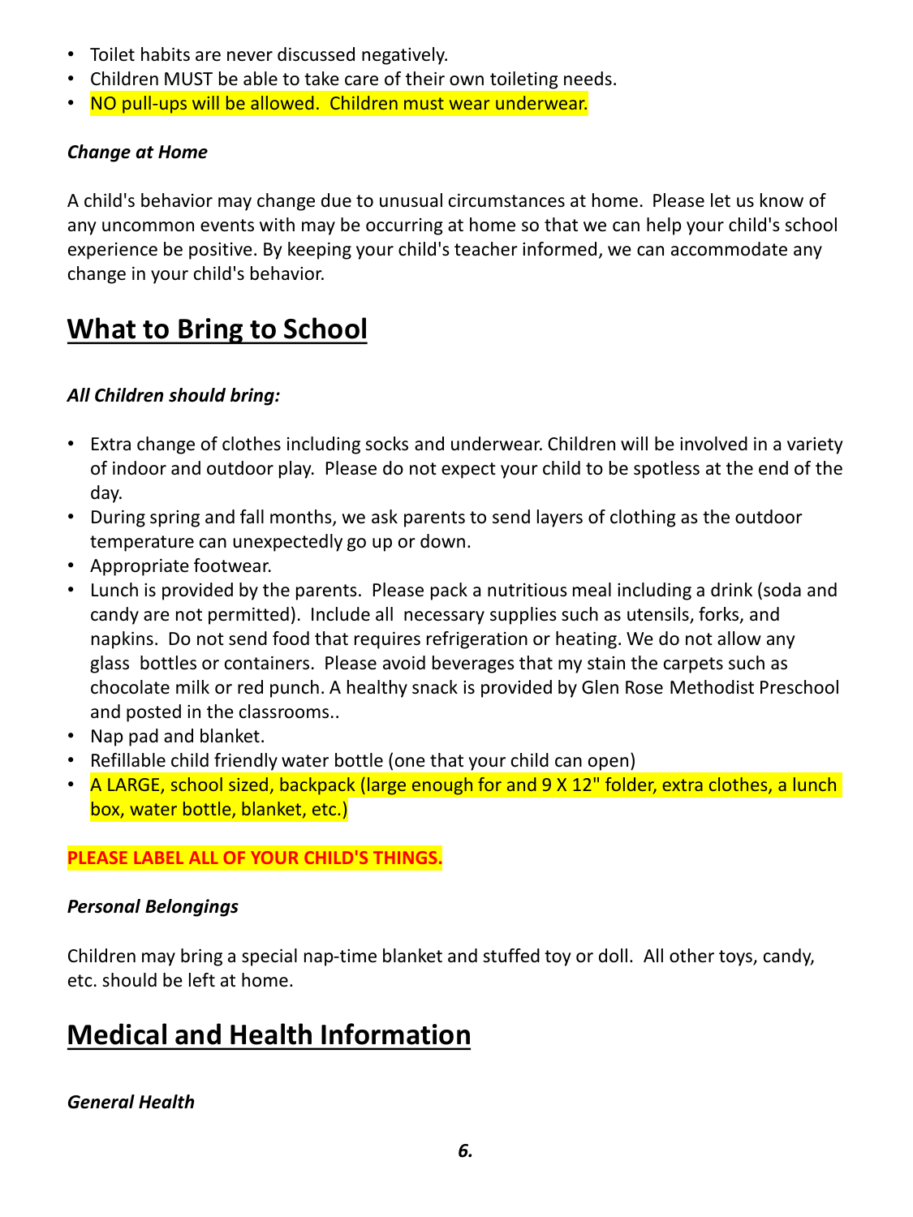- Toilet habits are never discussed negatively.
- Children MUST be able to take care of their own toileting needs.
- NO pull-ups will be allowed. Children must wear underwear.

***Change at Home***

A child's behavior may change due to unusual circumstances at home. Please let us know of any uncommon events with may be occurring at home so that we can help your child's school experience be positive. By keeping your child's teacher informed, we can accommodate any change in your child's behavior.

## What to Bring to School

***All Children should bring:***

- Extra change of clothes including socks and underwear. Children will be involved in a variety of indoor and outdoor play. Please do not expect your child to be spotless at the end of the day.
- During spring and fall months, we ask parents to send layers of clothing as the outdoor temperature can unexpectedly go up or down.
- Appropriate footwear.
- Lunch is provided by the parents. Please pack a nutritious meal including a drink (soda and candy are not permitted). Include all necessary supplies such as utensils, forks, and napkins. Do not send food that requires refrigeration or heating. We do not allow any glass bottles or containers. Please avoid beverages that my stain the carpets such as chocolate milk or red punch. A healthy snack is provided by Glen Rose Methodist Preschool and posted in the classrooms..
- Nap pad and blanket.
- Refillable child friendly water bottle (one that your child can open)
- A LARGE, school sized, backpack (large enough for and 9 X 12" folder, extra clothes, a lunch box, water bottle, blanket, etc.)

**PLEASE LABEL ALL OF YOUR CHILD'S THINGS.**

***Personal Belongings***

Children may bring a special nap-time blanket and stuffed toy or doll. All other toys, candy, etc. should be left at home.

## Medical and Health Information

***General Health***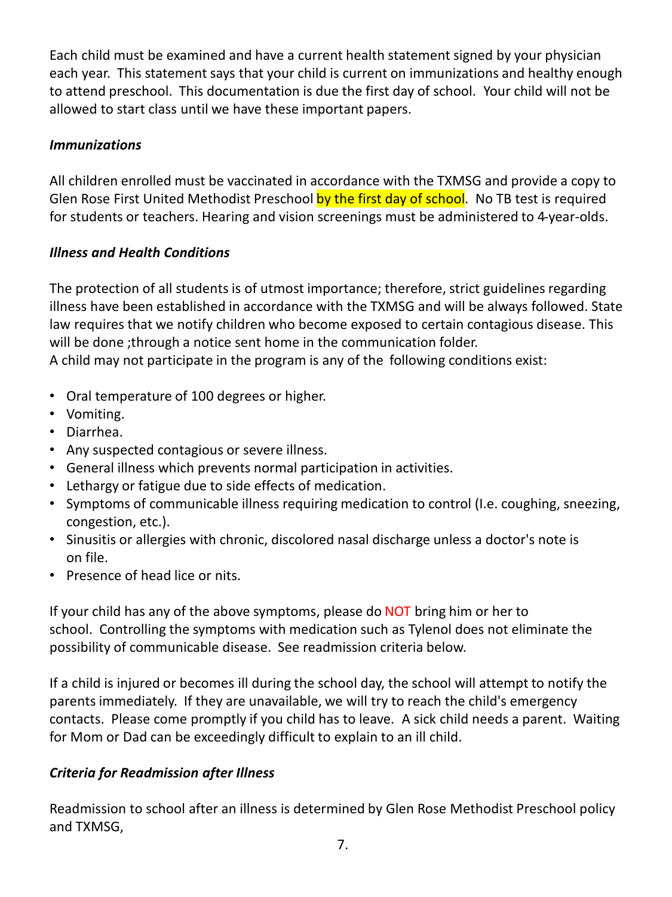Each child must be examined and have a current health statement signed by your physician each year. This statement says that your child is current on immunizations and healthy enough to attend preschool. This documentation is due the first day of school. Your child will not be allowed to start class until we have these important papers.

### *Immunizations*

All children enrolled must be vaccinated in accordance with the TXMSG and provide a copy to Glen Rose First United Methodist Preschool by the first day of school. No TB test is required for students or teachers. Hearing and vision screenings must be administered to 4-year-olds.

### *Illness and Health Conditions*

The protection of all students is of utmost importance; therefore, strict guidelines regarding illness have been established in accordance with the TXMSG and will be always followed. State law requires that we notify children who become exposed to certain contagious disease. This will be done ;through a notice sent home in the communication folder.
A child may not participate in the program is any of the following conditions exist:

- Oral temperature of 100 degrees or higher.
- Vomiting.
- Diarrhea.
- Any suspected contagious or severe illness.
- General illness which prevents normal participation in activities.
- Lethargy or fatigue due to side effects of medication.
- Symptoms of communicable illness requiring medication to control (I.e. coughing, sneezing, congestion, etc.).
- Sinusitis or allergies with chronic, discolored nasal discharge unless a doctor's note is on file.
- Presence of head lice or nits.

If your child has any of the above symptoms, please do NOT bring him or her to school. Controlling the symptoms with medication such as Tylenol does not eliminate the possibility of communicable disease. See readmission criteria below.

If a child is injured or becomes ill during the school day, the school will attempt to notify the parents immediately. If they are unavailable, we will try to reach the child's emergency contacts. Please come promptly if you child has to leave. A sick child needs a parent. Waiting for Mom or Dad can be exceedingly difficult to explain to an ill child.

### *Criteria for Readmission after Illness*

Readmission to school after an illness is determined by Glen Rose Methodist Preschool policy and TXMSG,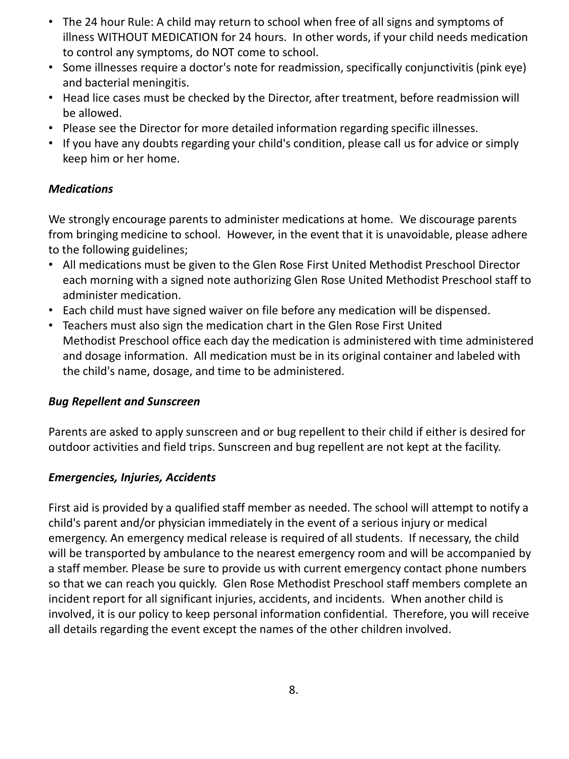- The 24 hour Rule: A child may return to school when free of all signs and symptoms of illness WITHOUT MEDICATION for 24 hours. In other words, if your child needs medication to control any symptoms, do NOT come to school.
- Some illnesses require a doctor's note for readmission, specifically conjunctivitis (pink eye) and bacterial meningitis.
- Head lice cases must be checked by the Director, after treatment, before readmission will be allowed.
- Please see the Director for more detailed information regarding specific illnesses.
- If you have any doubts regarding your child's condition, please call us for advice or simply keep him or her home.

***Medications***

We strongly encourage parents to administer medications at home. We discourage parents from bringing medicine to school. However, in the event that it is unavoidable, please adhere to the following guidelines;

- All medications must be given to the Glen Rose First United Methodist Preschool Director each morning with a signed note authorizing Glen Rose United Methodist Preschool staff to administer medication.
- Each child must have signed waiver on file before any medication will be dispensed.
- Teachers must also sign the medication chart in the Glen Rose First United Methodist Preschool office each day the medication is administered with time administered and dosage information. All medication must be in its original container and labeled with the child's name, dosage, and time to be administered.

***Bug Repellent and Sunscreen***

Parents are asked to apply sunscreen and or bug repellent to their child if either is desired for outdoor activities and field trips. Sunscreen and bug repellent are not kept at the facility.

***Emergencies, Injuries, Accidents***

First aid is provided by a qualified staff member as needed. The school will attempt to notify a child's parent and/or physician immediately in the event of a serious injury or medical emergency. An emergency medical release is required of all students. If necessary, the child will be transported by ambulance to the nearest emergency room and will be accompanied by a staff member. Please be sure to provide us with current emergency contact phone numbers so that we can reach you quickly. Glen Rose Methodist Preschool staff members complete an incident report for all significant injuries, accidents, and incidents. When another child is involved, it is our policy to keep personal information confidential. Therefore, you will receive all details regarding the event except the names of the other children involved.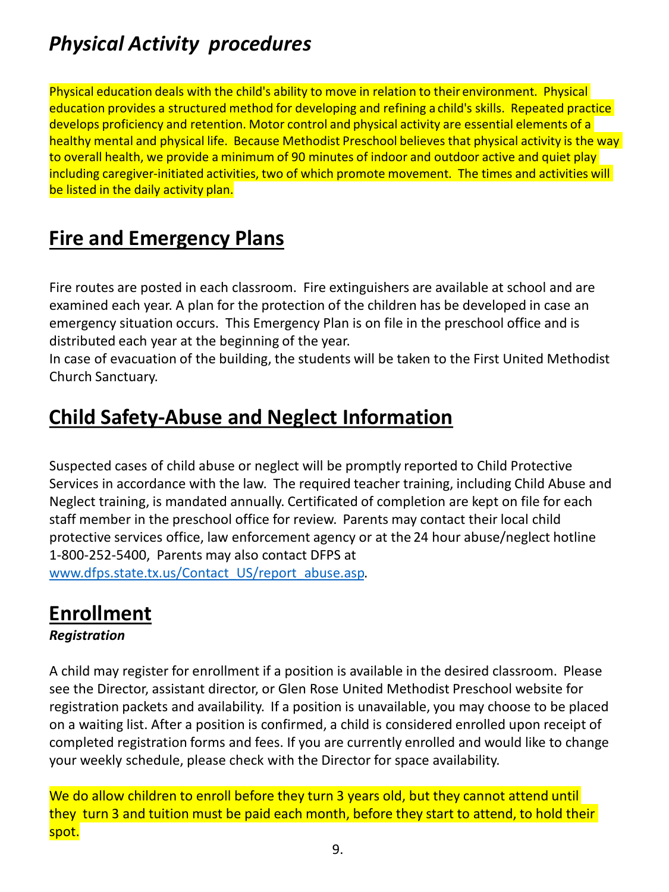# *Physical Activity procedures*

Physical education deals with the child's ability to move in relation to their environment. Physical education provides a structured method for developing and refining a child's skills. Repeated practice develops proficiency and retention. Motor control and physical activity are essential elements of a healthy mental and physical life. Because Methodist Preschool believes that physical activity is the way to overall health, we provide a minimum of 90 minutes of indoor and outdoor active and quiet play including caregiver-initiated activities, two of which promote movement. The times and activities will be listed in the daily activity plan.

## Fire and Emergency Plans

Fire routes are posted in each classroom. Fire extinguishers are available at school and are examined each year. A plan for the protection of the children has be developed in case an emergency situation occurs. This Emergency Plan is on file in the preschool office and is distributed each year at the beginning of the year.
In case of evacuation of the building, the students will be taken to the First United Methodist Church Sanctuary.

## Child Safety-Abuse and Neglect Information

Suspected cases of child abuse or neglect will be promptly reported to Child Protective Services in accordance with the law. The required teacher training, including Child Abuse and Neglect training, is mandated annually. Certificated of completion are kept on file for each staff member in the preschool office for review. Parents may contact their local child protective services office, law enforcement agency or at the 24 hour abuse/neglect hotline 1-800-252-5400, Parents may also contact DFPS at www.dfps.state.tx.us/Contact_US/report_abuse.asp.

## Enrollment

***Registration***

A child may register for enrollment if a position is available in the desired classroom. Please see the Director, assistant director, or Glen Rose United Methodist Preschool website for registration packets and availability. If a position is unavailable, you may choose to be placed on a waiting list. After a position is confirmed, a child is considered enrolled upon receipt of completed registration forms and fees. If you are currently enrolled and would like to change your weekly schedule, please check with the Director for space availability.

We do allow children to enroll before they turn 3 years old, but they cannot attend until they turn 3 and tuition must be paid each month, before they start to attend, to hold their spot.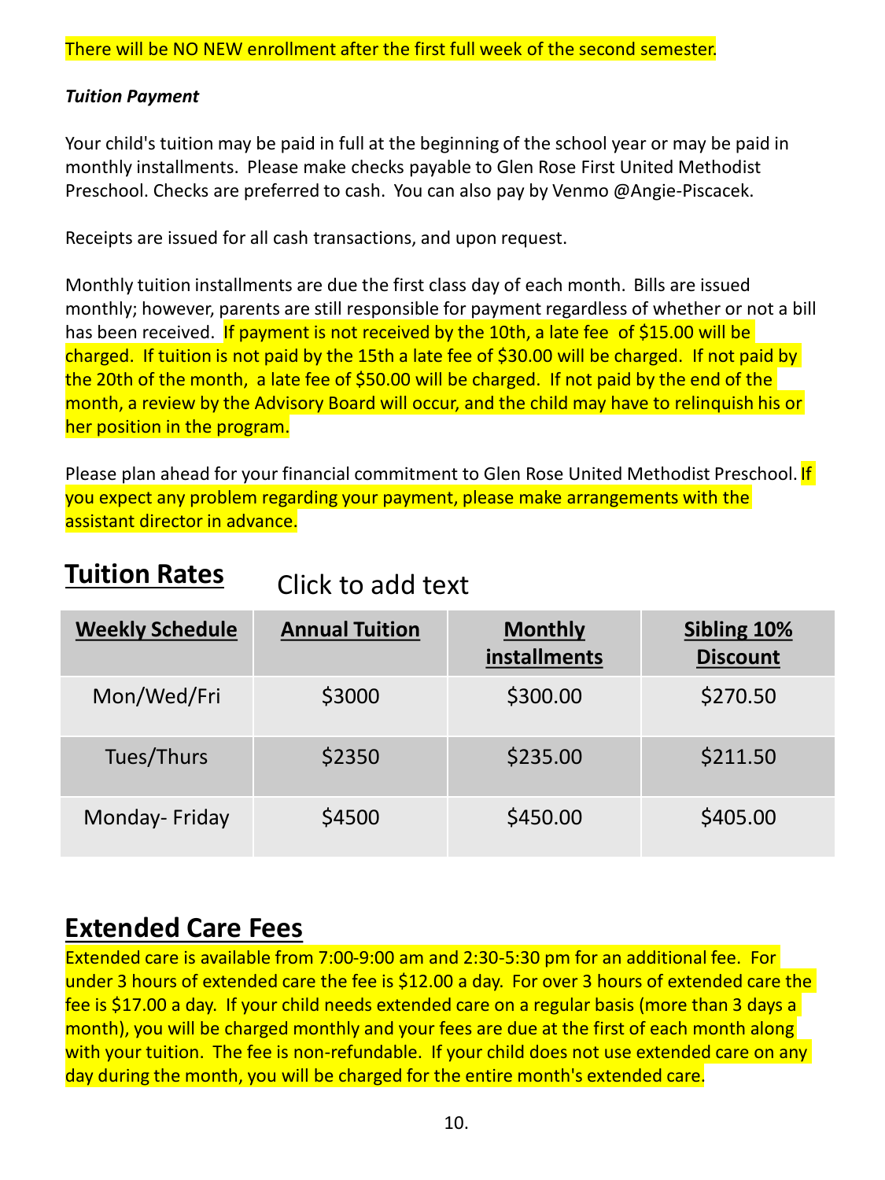There will be NO NEW enrollment after the first full week of the second semester.

***Tuition Payment***

Your child's tuition may be paid in full at the beginning of the school year or may be paid in monthly installments. Please make checks payable to Glen Rose First United Methodist Preschool. Checks are preferred to cash. You can also pay by Venmo @Angie-Piscacek.

Receipts are issued for all cash transactions, and upon request.

Monthly tuition installments are due the first class day of each month. Bills are issued monthly; however, parents are still responsible for payment regardless of whether or not a bill has been received. If payment is not received by the 10th, a late fee of $15.00 will be charged. If tuition is not paid by the 15th a late fee of $30.00 will be charged. If not paid by the 20th of the month, a late fee of $50.00 will be charged. If not paid by the end of the month, a review by the Advisory Board will occur, and the child may have to relinquish his or her position in the program.

Please plan ahead for your financial commitment to Glen Rose United Methodist Preschool. If you expect any problem regarding your payment, please make arrangements with the assistant director in advance.

## Tuition Rates

Click to add text

| Weekly Schedule | Annual Tuition | Monthly installments | Sibling 10% Discount |
|---|---|---|---|
| Mon/Wed/Fri | $3000 | $300.00 | $270.50 |
| Tues/Thurs | $2350 | $235.00 | $211.50 |
| Monday- Friday | $4500 | $450.00 | $405.00 |

## Extended Care Fees

Extended care is available from 7:00-9:00 am and 2:30-5:30 pm for an additional fee. For under 3 hours of extended care the fee is $12.00 a day. For over 3 hours of extended care the fee is $17.00 a day. If your child needs extended care on a regular basis (more than 3 days a month), you will be charged monthly and your fees are due at the first of each month along with your tuition. The fee is non-refundable. If your child does not use extended care on any day during the month, you will be charged for the entire month's extended care.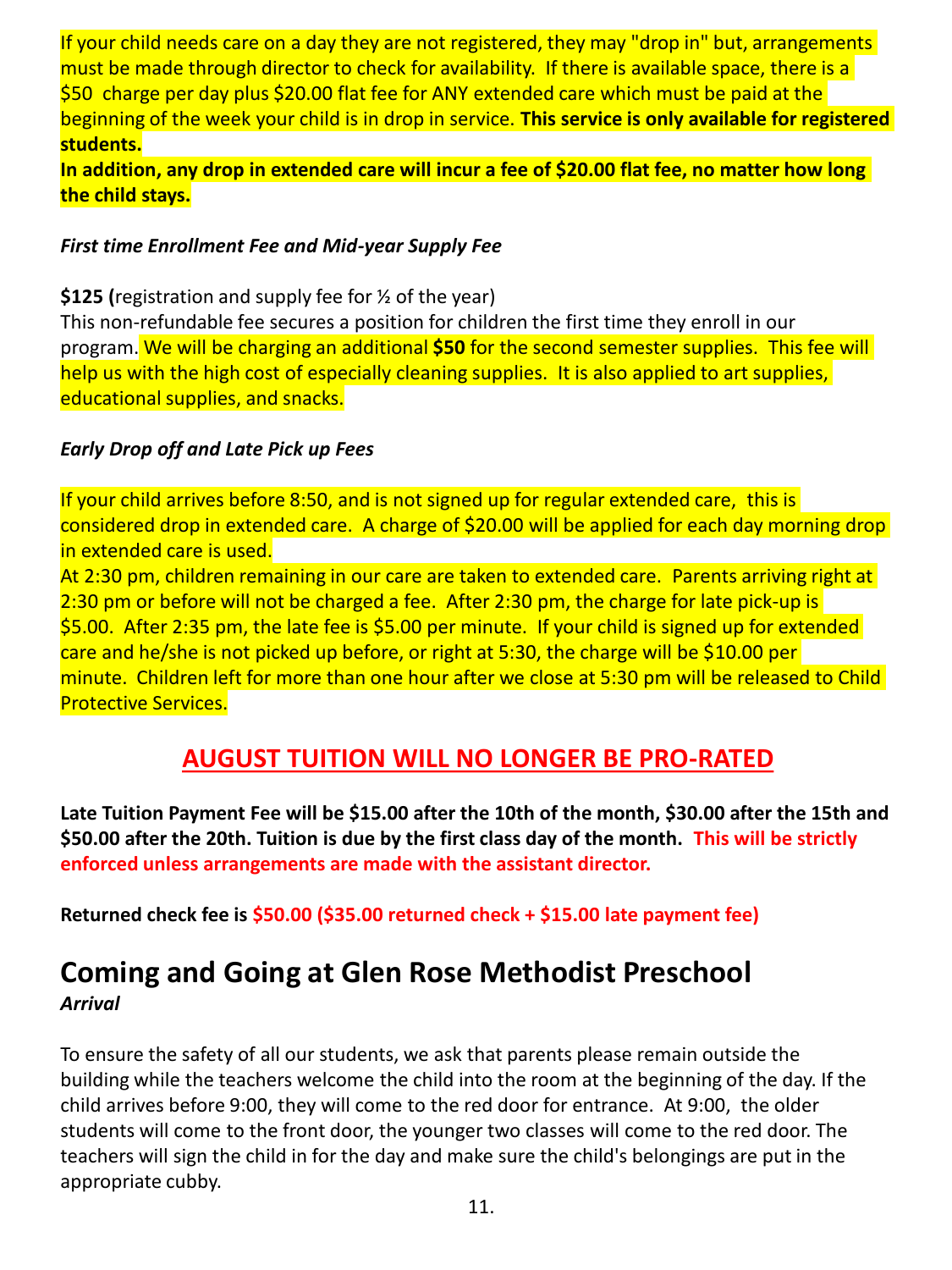If your child needs care on a day they are not registered, they may "drop in" but, arrangements must be made through director to check for availability. If there is available space, there is a $50 charge per day plus $20.00 flat fee for ANY extended care which must be paid at the beginning of the week your child is in drop in service. **This service is only available for registered students.**
**In addition, any drop in extended care will incur a fee of $20.00 flat fee, no matter how long the child stays.**

***First time Enrollment Fee and Mid-year Supply Fee***

**$125 (**registration and supply fee for ½ of the year)
This non-refundable fee secures a position for children the first time they enroll in our program. We will be charging an additional **$50** for the second semester supplies. This fee will help us with the high cost of especially cleaning supplies. It is also applied to art supplies, educational supplies, and snacks.

***Early Drop off and Late Pick up Fees***

If your child arrives before 8:50, and is not signed up for regular extended care, this is considered drop in extended care. A charge of $20.00 will be applied for each day morning drop in extended care is used.
At 2:30 pm, children remaining in our care are taken to extended care. Parents arriving right at 2:30 pm or before will not be charged a fee. After 2:30 pm, the charge for late pick-up is $5.00. After 2:35 pm, the late fee is $5.00 per minute. If your child is signed up for extended care and he/she is not picked up before, or right at 5:30, the charge will be $10.00 per minute. Children left for more than one hour after we close at 5:30 pm will be released to Child Protective Services.

## AUGUST TUITION WILL NO LONGER BE PRO-RATED

**Late Tuition Payment Fee will be $15.00 after the 10th of the month, $30.00 after the 15th and $50.00 after the 20th. Tuition is due by the first class day of the month. This will be strictly enforced unless arrangements are made with the assistant director.**

**Returned check fee is $50.00 ($35.00 returned check + $15.00 late payment fee)**

# Coming and Going at Glen Rose Methodist Preschool

***Arrival***

To ensure the safety of all our students, we ask that parents please remain outside the building while the teachers welcome the child into the room at the beginning of the day. If the child arrives before 9:00, they will come to the red door for entrance. At 9:00, the older students will come to the front door, the younger two classes will come to the red door. The teachers will sign the child in for the day and make sure the child's belongings are put in the appropriate cubby.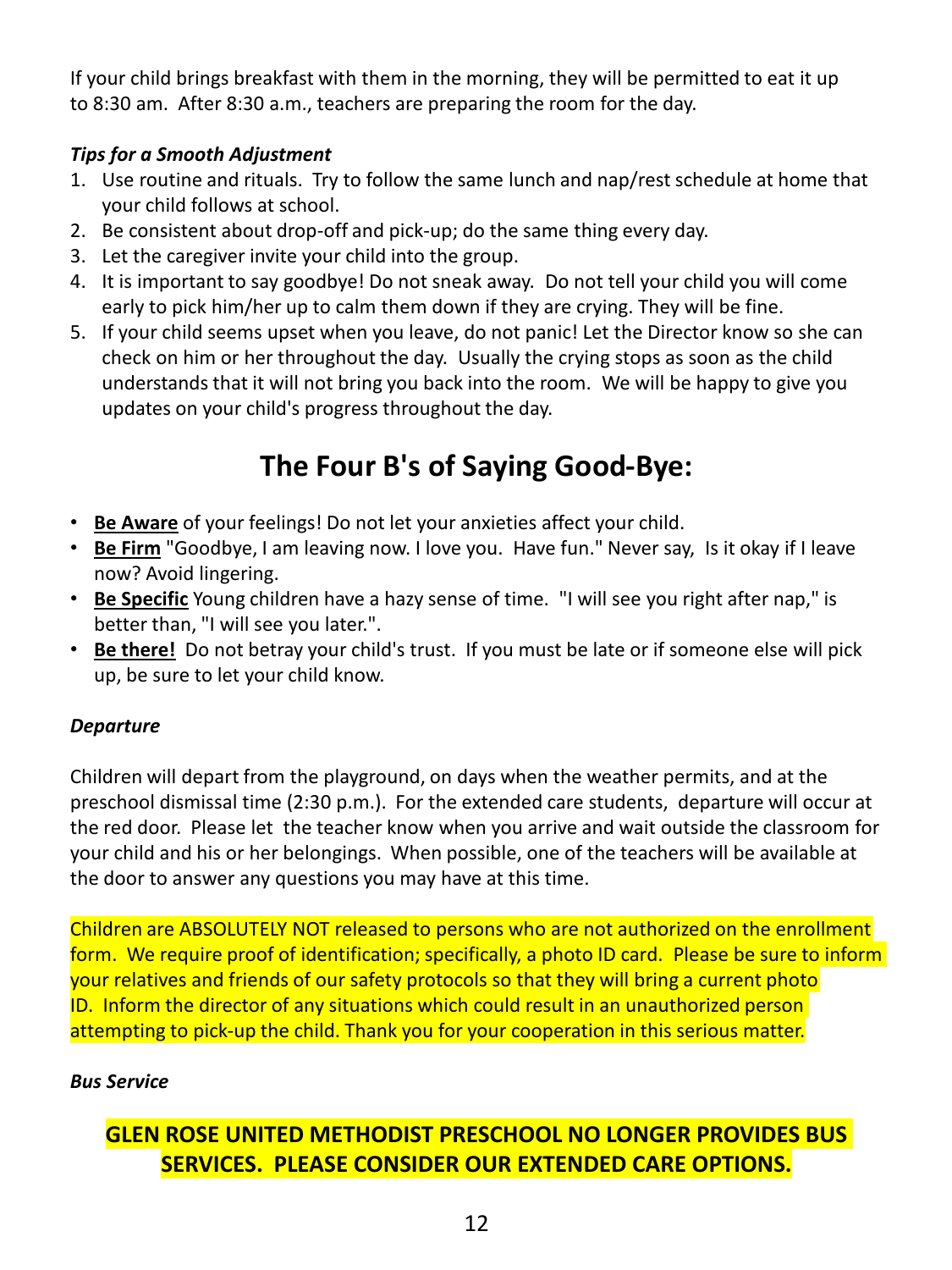If your child brings breakfast with them in the morning, they will be permitted to eat it up to 8:30 am. After 8:30 a.m., teachers are preparing the room for the day.

***Tips for a Smooth Adjustment***

1. Use routine and rituals. Try to follow the same lunch and nap/rest schedule at home that your child follows at school.
2. Be consistent about drop-off and pick-up; do the same thing every day.
3. Let the caregiver invite your child into the group.
4. It is important to say goodbye! Do not sneak away. Do not tell your child you will come early to pick him/her up to calm them down if they are crying. They will be fine.
5. If your child seems upset when you leave, do not panic! Let the Director know so she can check on him or her throughout the day. Usually the crying stops as soon as the child understands that it will not bring you back into the room. We will be happy to give you updates on your child's progress throughout the day.

## The Four B's of Saying Good-Bye:

- **Be Aware** of your feelings! Do not let your anxieties affect your child.
- **Be Firm** "Goodbye, I am leaving now. I love you. Have fun." Never say, Is it okay if I leave now? Avoid lingering.
- **Be Specific** Young children have a hazy sense of time. "I will see you right after nap," is better than, "I will see you later.".
- **Be there!** Do not betray your child's trust. If you must be late or if someone else will pick up, be sure to let your child know.

***Departure***

Children will depart from the playground, on days when the weather permits, and at the preschool dismissal time (2:30 p.m.). For the extended care students, departure will occur at the red door. Please let the teacher know when you arrive and wait outside the classroom for your child and his or her belongings. When possible, one of the teachers will be available at the door to answer any questions you may have at this time.

Children are ABSOLUTELY NOT released to persons who are not authorized on the enrollment form. We require proof of identification; specifically, a photo ID card. Please be sure to inform your relatives and friends of our safety protocols so that they will bring a current photo ID. Inform the director of any situations which could result in an unauthorized person attempting to pick-up the child. Thank you for your cooperation in this serious matter.

***Bus Service***

**GLEN ROSE UNITED METHODIST PRESCHOOL NO LONGER PROVIDES BUS SERVICES. PLEASE CONSIDER OUR EXTENDED CARE OPTIONS.**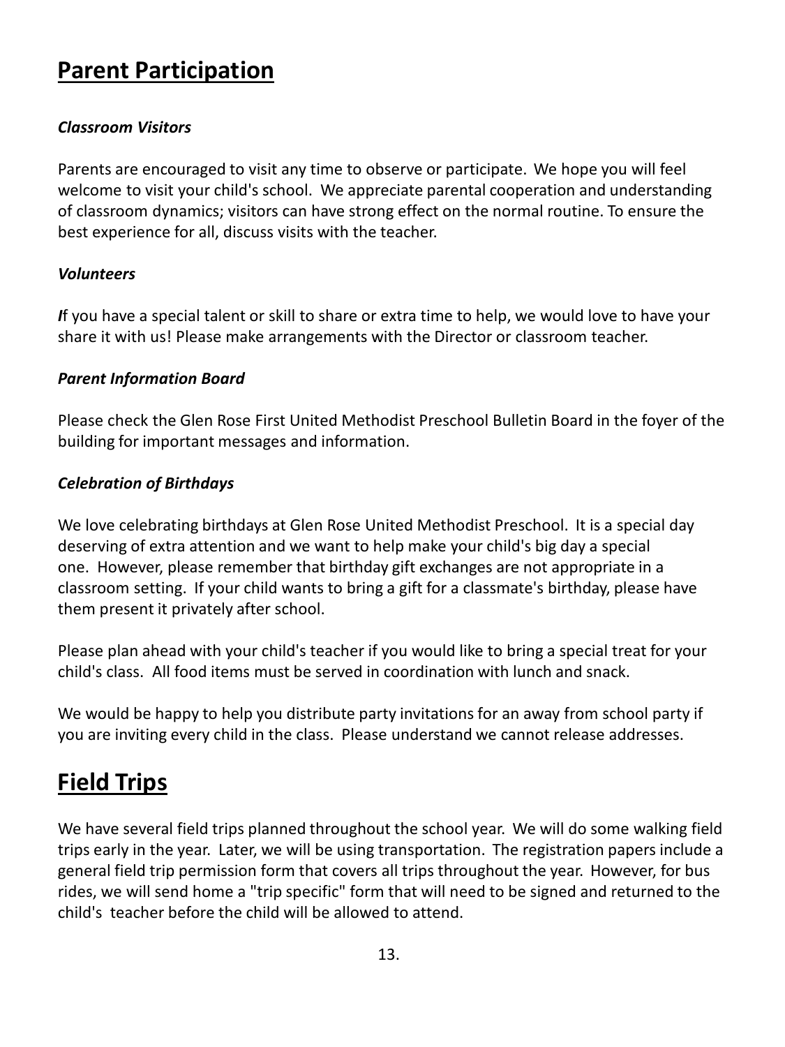# Parent Participation

### *Classroom Visitors*

Parents are encouraged to visit any time to observe or participate. We hope you will feel welcome to visit your child's school. We appreciate parental cooperation and understanding of classroom dynamics; visitors can have strong effect on the normal routine. To ensure the best experience for all, discuss visits with the teacher.

### *Volunteers*

***I***f you have a special talent or skill to share or extra time to help, we would love to have your share it with us! Please make arrangements with the Director or classroom teacher.

### *Parent Information Board*

Please check the Glen Rose First United Methodist Preschool Bulletin Board in the foyer of the building for important messages and information.

### *Celebration of Birthdays*

We love celebrating birthdays at Glen Rose United Methodist Preschool. It is a special day deserving of extra attention and we want to help make your child's big day a special one. However, please remember that birthday gift exchanges are not appropriate in a classroom setting. If your child wants to bring a gift for a classmate's birthday, please have them present it privately after school.

Please plan ahead with your child's teacher if you would like to bring a special treat for your child's class. All food items must be served in coordination with lunch and snack.

We would be happy to help you distribute party invitations for an away from school party if you are inviting every child in the class. Please understand we cannot release addresses.

# Field Trips

We have several field trips planned throughout the school year. We will do some walking field trips early in the year. Later, we will be using transportation. The registration papers include a general field trip permission form that covers all trips throughout the year. However, for bus rides, we will send home a "trip specific" form that will need to be signed and returned to the child's teacher before the child will be allowed to attend.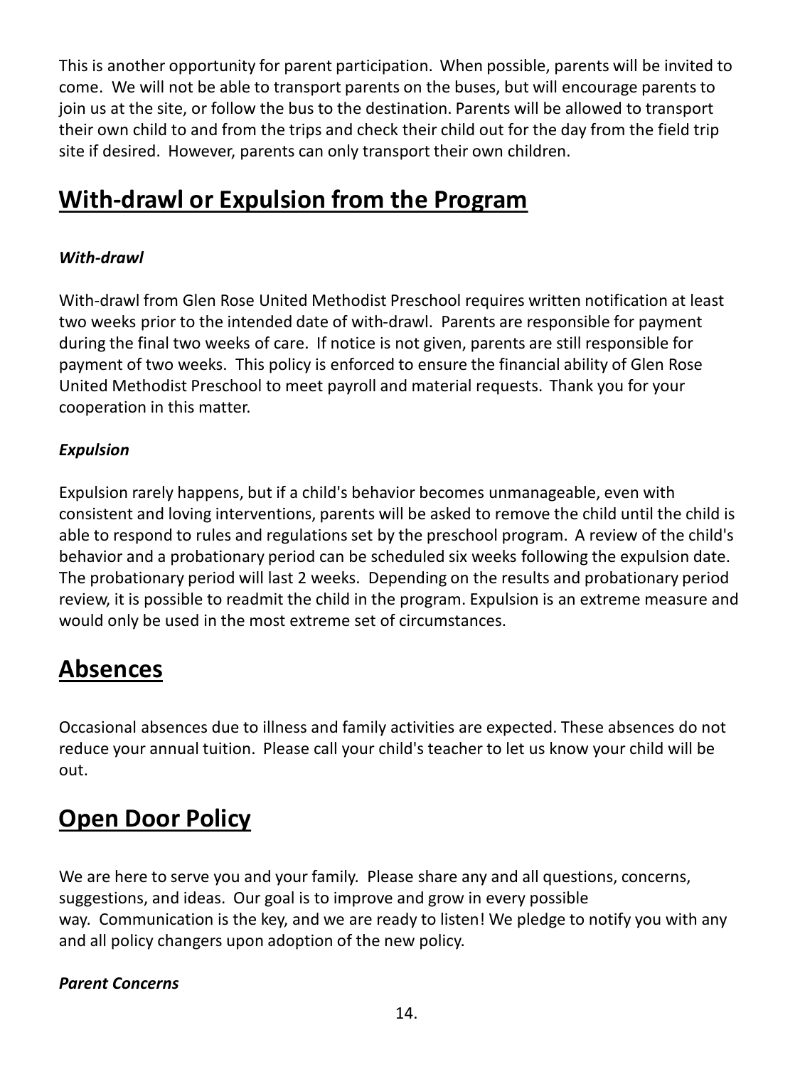This is another opportunity for parent participation. When possible, parents will be invited to come. We will not be able to transport parents on the buses, but will encourage parents to join us at the site, or follow the bus to the destination. Parents will be allowed to transport their own child to and from the trips and check their child out for the day from the field trip site if desired. However, parents can only transport their own children.

## With-drawl or Expulsion from the Program

### *With-drawl*

With-drawl from Glen Rose United Methodist Preschool requires written notification at least two weeks prior to the intended date of with-drawl. Parents are responsible for payment during the final two weeks of care. If notice is not given, parents are still responsible for payment of two weeks. This policy is enforced to ensure the financial ability of Glen Rose United Methodist Preschool to meet payroll and material requests. Thank you for your cooperation in this matter.

### *Expulsion*

Expulsion rarely happens, but if a child's behavior becomes unmanageable, even with consistent and loving interventions, parents will be asked to remove the child until the child is able to respond to rules and regulations set by the preschool program. A review of the child's behavior and a probationary period can be scheduled six weeks following the expulsion date. The probationary period will last 2 weeks. Depending on the results and probationary period review, it is possible to readmit the child in the program. Expulsion is an extreme measure and would only be used in the most extreme set of circumstances.

## Absences

Occasional absences due to illness and family activities are expected. These absences do not reduce your annual tuition. Please call your child's teacher to let us know your child will be out.

## Open Door Policy

We are here to serve you and your family. Please share any and all questions, concerns, suggestions, and ideas. Our goal is to improve and grow in every possible way. Communication is the key, and we are ready to listen! We pledge to notify you with any and all policy changers upon adoption of the new policy.

### *Parent Concerns*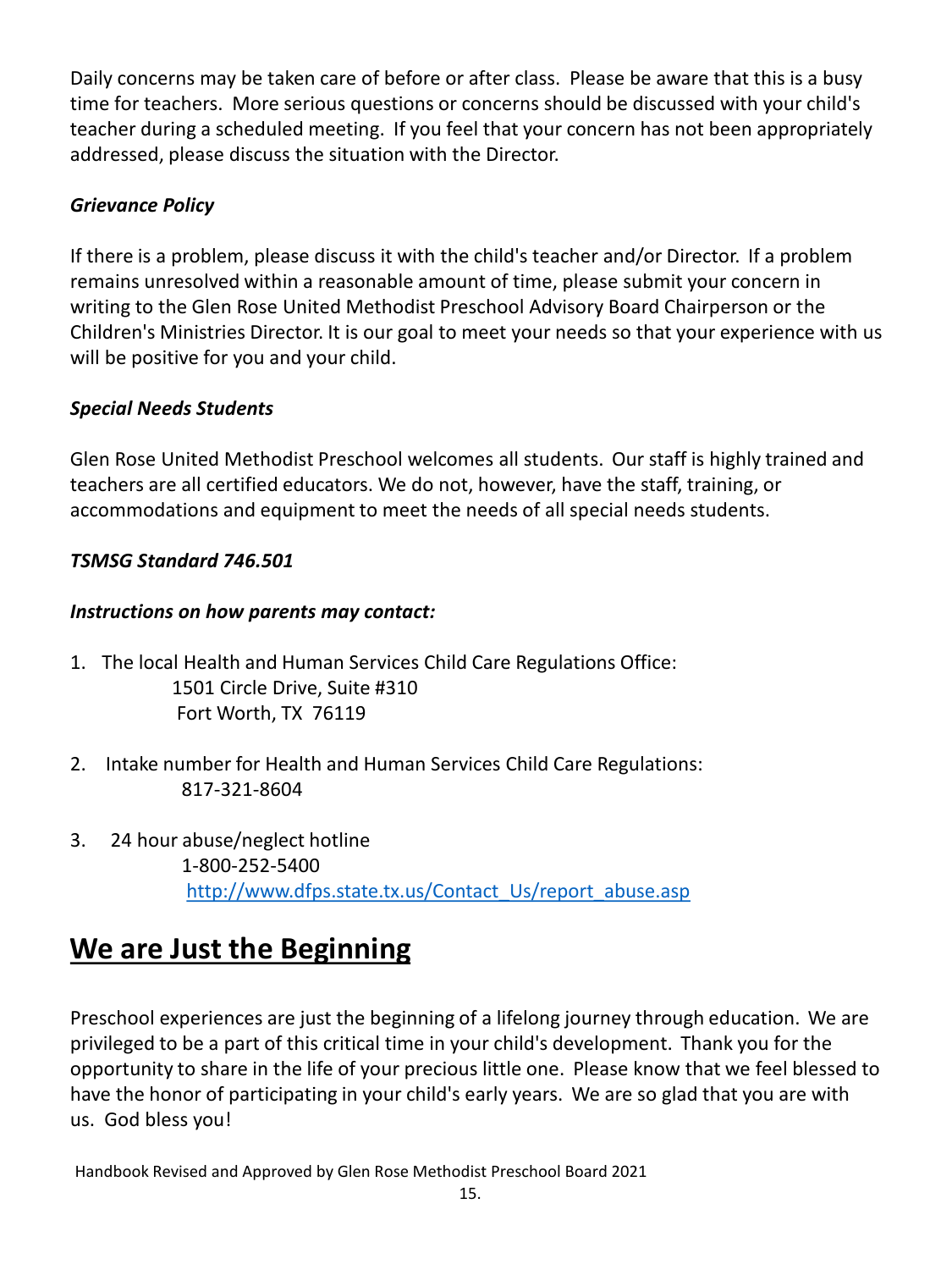Daily concerns may be taken care of before or after class. Please be aware that this is a busy time for teachers. More serious questions or concerns should be discussed with your child's teacher during a scheduled meeting. If you feel that your concern has not been appropriately addressed, please discuss the situation with the Director.

***Grievance Policy***

If there is a problem, please discuss it with the child's teacher and/or Director. If a problem remains unresolved within a reasonable amount of time, please submit your concern in writing to the Glen Rose United Methodist Preschool Advisory Board Chairperson or the Children's Ministries Director. It is our goal to meet your needs so that your experience with us will be positive for you and your child.

***Special Needs Students***

Glen Rose United Methodist Preschool welcomes all students. Our staff is highly trained and teachers are all certified educators. We do not, however, have the staff, training, or accommodations and equipment to meet the needs of all special needs students.

***TSMSG Standard 746.501***

***Instructions on how parents may contact:***

1. The local Health and Human Services Child Care Regulations Office:
   1501 Circle Drive, Suite #310
   Fort Worth, TX 76119

2. Intake number for Health and Human Services Child Care Regulations:
   817-321-8604

3. 24 hour abuse/neglect hotline
   1-800-252-5400
   http://www.dfps.state.tx.us/Contact_Us/report_abuse.asp

## We are Just the Beginning

Preschool experiences are just the beginning of a lifelong journey through education. We are privileged to be a part of this critical time in your child's development. Thank you for the opportunity to share in the life of your precious little one. Please know that we feel blessed to have the honor of participating in your child's early years. We are so glad that you are with us. God bless you!

Handbook Revised and Approved by Glen Rose Methodist Preschool Board 2021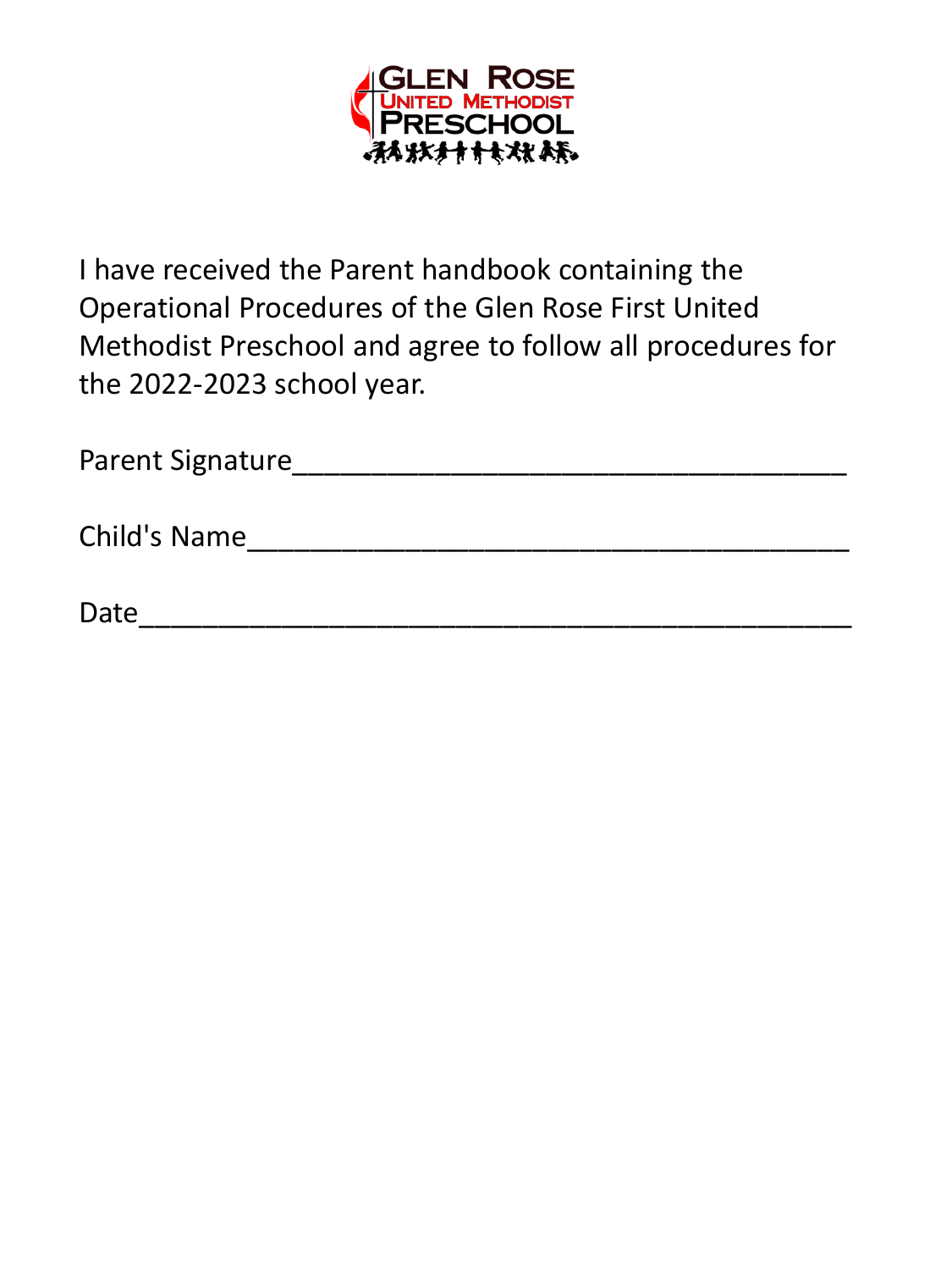Glen Rose United Methodist Preschool

I have received the Parent handbook containing the Operational Procedures of the Glen Rose First United Methodist Preschool and agree to follow all procedures for the 2022-2023 school year.

Parent Signature___________________________________

Child's Name______________________________________

Date_____________________________________________